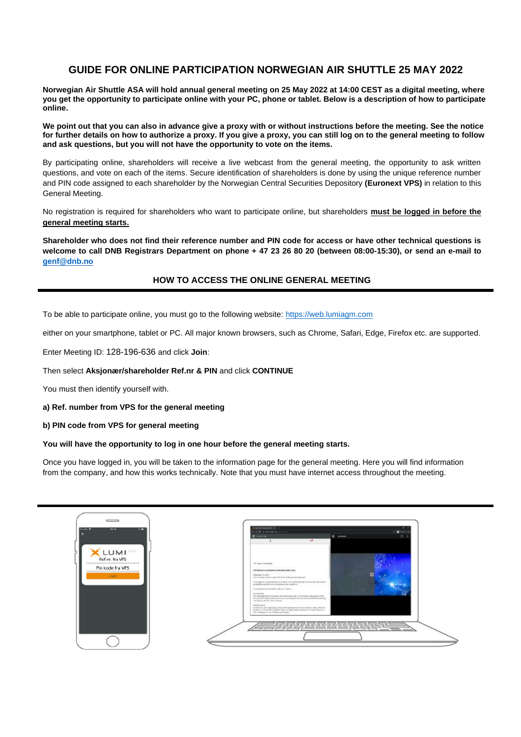# GUIDE FOR ONLINE PARTICIPATION NORWEGIAN AIR SHUTTLE 25 MAY 2022

**Norwegian Air Shuttle ASA will hold annual general meeting on 25 May 2022 at 14:00 CEST as a digital meeting, where you get the opportunity to participate online with your PC, phone or tablet. Below is a description of how to participate online.**

**We point out that you can also in advance give a proxy with or without instructions before the meeting. See the notice for further details on how to authorize a proxy. If you give a proxy, you can still log on to the general meeting to follow and ask questions, but you will not have the opportunity to vote on the items.**

By participating online, shareholders will receive a live webcast from the general meeting, the opportunity to ask written questions, and vote on each of the items. Secure identification of shareholders is done by using the unique reference number and PIN code assigned to each shareholder by the Norwegian Central Securities Depository **(Euronext VPS)** in relation to this General Meeting.

No registration is required for shareholders who want to participate online, but shareholders **must be logged in before the general meeting starts.**

**Shareholder who does not find their reference number and PIN code for access or have other technical questions is welcome to call DNB Registrars Department on phone + 47 23 26 80 20 (between 08:00-15:30), or send an e-mail to genf@dnb.no**

## HOW TO ACCESS THE ONLINE GENERAL MEETING

To be able to participate online, you must go to the following website: https://web.lumiagm.com

either on your smartphone, tablet or PC. All major known browsers, such as Chrome, Safari, Edge, Firefox etc. are supported.

Enter Meeting ID: 128-196-636 and click **Join**:

Then select **Aksjonær/shareholder Ref.nr & PIN** and click **CONTINUE**

You must then identify yourself with.

**a) Ref. number from VPS for the general meeting**

**b) PIN code from VPS for general meeting**

**You will have the opportunity to log in one hour before the general meeting starts.**

Once you have logged in, you will be taken to the information page for the general meeting. Here you will find information from the company, and how this works technically. Note that you must have internet access throughout the meeting.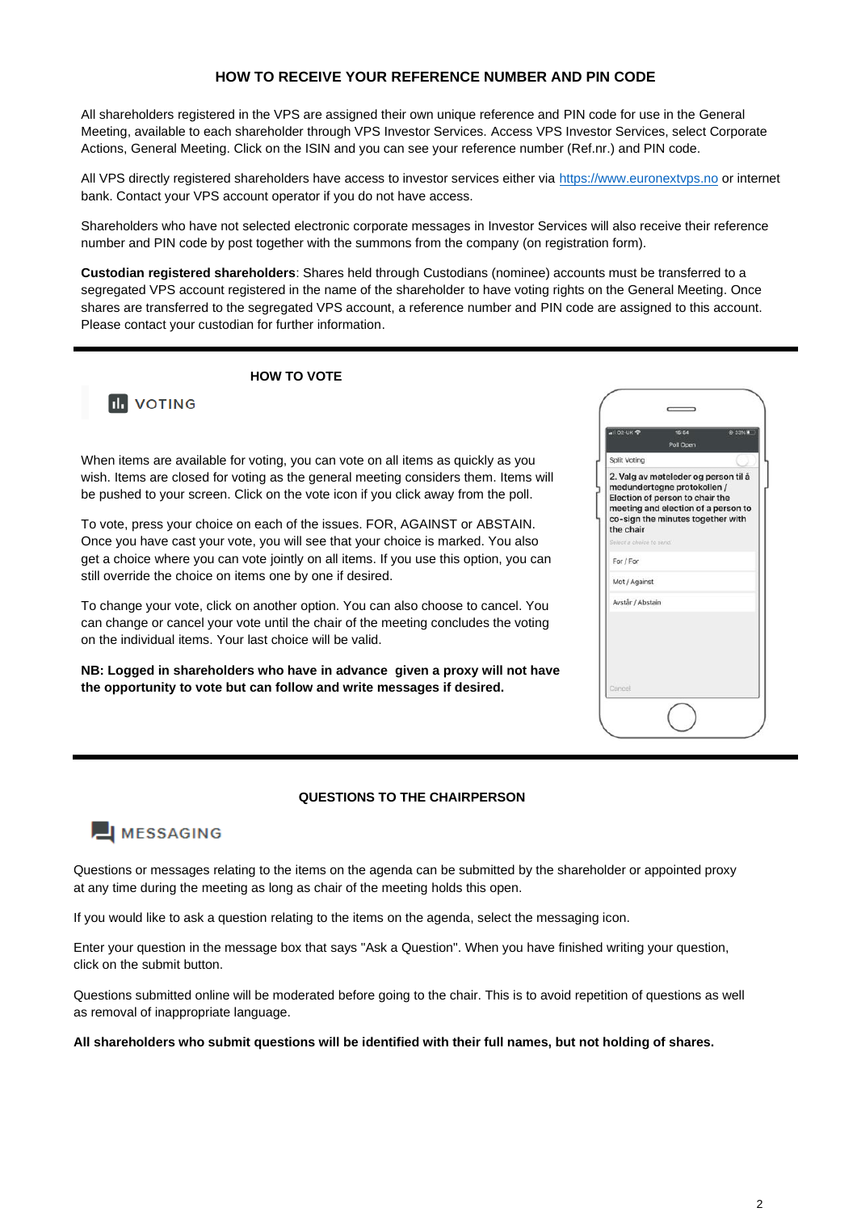## HOW TO RECEIVE YOUR REFERENCE NUMBER AND PIN CODE

All shareholders registered in the VPS are assigned their own unique reference and PIN code for use in the General Meeting, available to each shareholder through VPS Investor Services. Access VPS Investor Services, select Corporate Actions, General Meeting. Click on the ISIN and you can see your reference number (Ref.nr.) and PIN code.

All VPS directly registered shareholders have access to investor services either via https://www.euronextvps.no or internet bank. Contact your VPS account operator if you do not have access.

Shareholders who have not selected electronic corporate messages in Investor Services will also receive their reference number and PIN code by post together with the summons from the company (on registration form).

**Custodian registered shareholders**: Shares held through Custodians (nominee) accounts must be transferred to a segregated VPS account registered in the name of the shareholder to have voting rights on the General Meeting. Once shares are transferred to the segregated VPS account, a reference number and PIN code are assigned to this account. Please contact your custodian for further information.

---

## HOW TO VOTE

VOTING

When items are available for voting, you can vote on all items as quickly as you wish. Items are closed for voting as the general meeting considers them. Items will be pushed to your screen. Click on the vote icon if you click away from the poll.

To vote, press your choice on each of the issues. FOR, AGAINST or ABSTAIN. Once you have cast your vote, you will see that your choice is marked. You also get a choice where you can vote jointly on all items. If you use this option, you can still override the choice on items one by one if desired.

To change your vote, click on another option. You can also choose to cancel. You can change or cancel your vote until the chair of the meeting concludes the voting on the individual items. Your last choice will be valid.

**NB: Logged in shareholders who have in advance given a proxy will not have the opportunity to vote but can follow and write messages if desired.**

Poll Open

Split Voting

2. Valg av møteleder og person til å medundertegne protokollen / Election of person to chair the meeting and election of a person to co-sign the minutes together with the chair

Select a choice to send

For / For

Mot / Against

Avstår / Abstain

Cancel

---

## QUESTIONS TO THE CHAIRPERSON

MESSAGING

Questions or messages relating to the items on the agenda can be submitted by the shareholder or appointed proxy at any time during the meeting as long as chair of the meeting holds this open.

If you would like to ask a question relating to the items on the agenda, select the messaging icon.

Enter your question in the message box that says "Ask a Question". When you have finished writing your question, click on the submit button.

Questions submitted online will be moderated before going to the chair. This is to avoid repetition of questions as well as removal of inappropriate language.

**All shareholders who submit questions will be identified with their full names, but not holding of shares.**